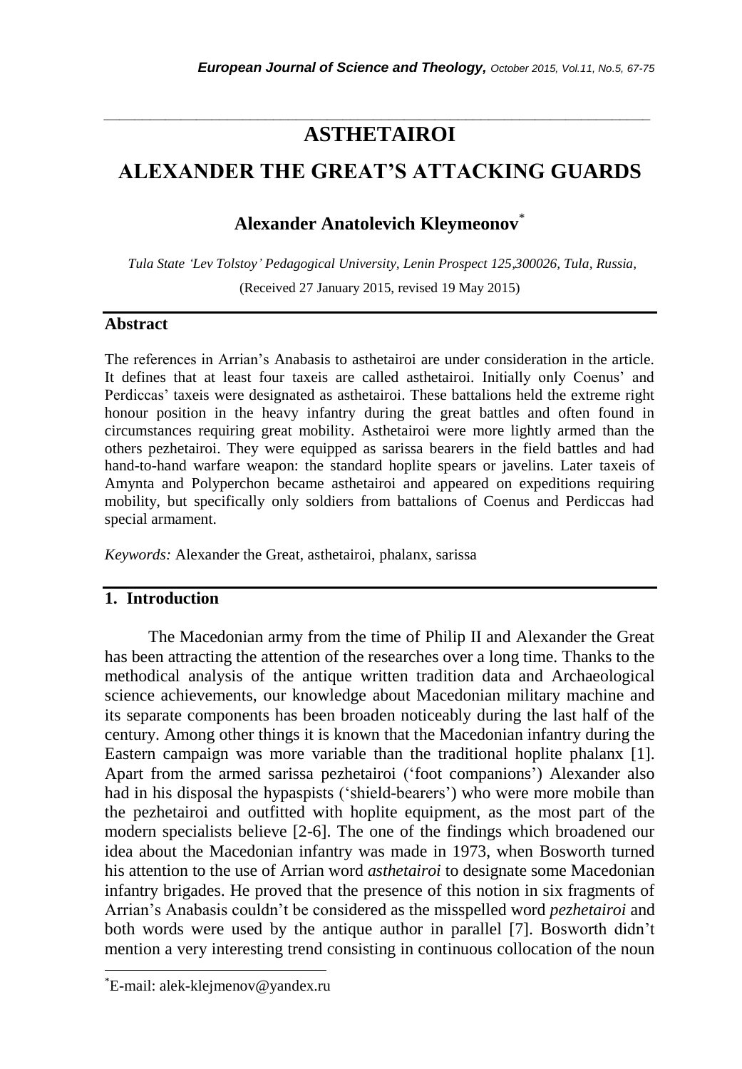# ASTHETAIROI

# ALEXANDER THE GREAT'S ATTACKING GUARDS

**Alexander Anatolevich Kleymeonov**[*]

*Tula State 'Lev Tolstoy' Pedagogical University, Lenin Prospect 125,300026, Tula, Russia,*

(Received 27 January 2015, revised 19 May 2015)

## Abstract

The references in Arrian's Anabasis to asthetairoi are under consideration in the article. It defines that at least four taxeis are called asthetairoi. Initially only Coenus' and Perdiccas' taxeis were designated as asthetairoi. These battalions held the extreme right honour position in the heavy infantry during the great battles and often found in circumstances requiring great mobility. Asthetairoi were more lightly armed than the others pezhetairoi. They were equipped as sarissa bearers in the field battles and had hand-to-hand warfare weapon: the standard hoplite spears or javelins. Later taxeis of Amynta and Polyperchon became asthetairoi and appeared on expeditions requiring mobility, but specifically only soldiers from battalions of Coenus and Perdiccas had special armament.

*Keywords:* Alexander the Great, asthetairoi, phalanx, sarissa

## 1. Introduction

The Macedonian army from the time of Philip II and Alexander the Great has been attracting the attention of the researches over a long time. Thanks to the methodical analysis of the antique written tradition data and Archaeological science achievements, our knowledge about Macedonian military machine and its separate components has been broaden noticeably during the last half of the century. Among other things it is known that the Macedonian infantry during the Eastern campaign was more variable than the traditional hoplite phalanx [1]. Apart from the armed sarissa pezhetairoi ('foot companions') Alexander also had in his disposal the hypaspists ('shield-bearers') who were more mobile than the pezhetairoi and outfitted with hoplite equipment, as the most part of the modern specialists believe [2-6]. The one of the findings which broadened our idea about the Macedonian infantry was made in 1973, when Bosworth turned his attention to the use of Arrian word *asthetairoi* to designate some Macedonian infantry brigades. He proved that the presence of this notion in six fragments of Arrian's Anabasis couldn't be considered as the misspelled word *pezhetairoi* and both words were used by the antique author in parallel [7]. Bosworth didn't mention a very interesting trend consisting in continuous collocation of the noun

---

[*]E-mail: alek-klejmenov@yandex.ru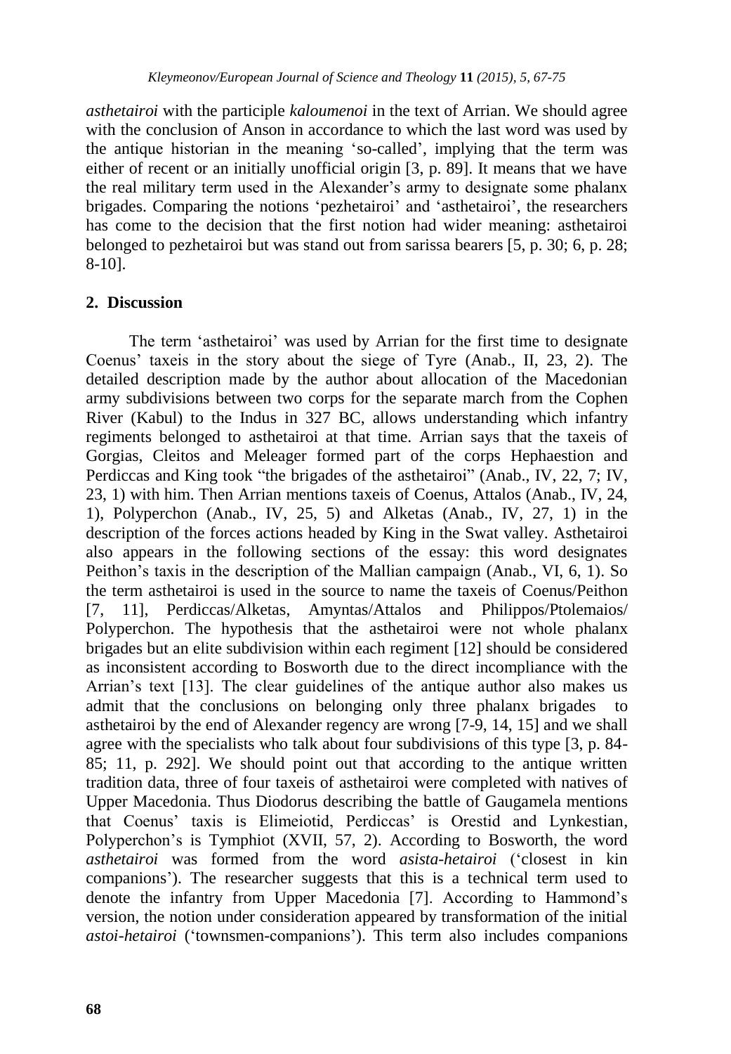*asthetairoi* with the participle *kaloumenoi* in the text of Arrian. We should agree with the conclusion of Anson in accordance to which the last word was used by the antique historian in the meaning 'so-called', implying that the term was either of recent or an initially unofficial origin [3, p. 89]. It means that we have the real military term used in the Alexander's army to designate some phalanx brigades. Comparing the notions 'pezhetairoi' and 'asthetairoi', the researchers has come to the decision that the first notion had wider meaning: asthetairoi belonged to pezhetairoi but was stand out from sarissa bearers [5, p. 30; 6, p. 28; 8-10].

## 2. Discussion

The term 'asthetairoi' was used by Arrian for the first time to designate Coenus' taxeis in the story about the siege of Tyre (Anab., II, 23, 2). The detailed description made by the author about allocation of the Macedonian army subdivisions between two corps for the separate march from the Cophen River (Kabul) to the Indus in 327 BC, allows understanding which infantry regiments belonged to asthetairoi at that time. Arrian says that the taxeis of Gorgias, Cleitos and Meleager formed part of the corps Hephaestion and Perdiccas and King took "the brigades of the asthetairoi" (Anab., IV, 22, 7; IV, 23, 1) with him. Then Arrian mentions taxeis of Coenus, Attalos (Anab., IV, 24, 1), Polyperchon (Anab., IV, 25, 5) and Alketas (Anab., IV, 27, 1) in the description of the forces actions headed by King in the Swat valley. Asthetairoi also appears in the following sections of the essay: this word designates Peithon's taxis in the description of the Mallian campaign (Anab., VI, 6, 1). So the term asthetairoi is used in the source to name the taxeis of Coenus/Peithon [7, 11], Perdiccas/Alketas, Amyntas/Attalos and Philippos/Ptolemaios/ Polyperchon. The hypothesis that the asthetairoi were not whole phalanx brigades but an elite subdivision within each regiment [12] should be considered as inconsistent according to Bosworth due to the direct incompliance with the Arrian's text [13]. The clear guidelines of the antique author also makes us admit that the conclusions on belonging only three phalanx brigades to asthetairoi by the end of Alexander regency are wrong [7-9, 14, 15] and we shall agree with the specialists who talk about four subdivisions of this type [3, p. 84-85; 11, p. 292]. We should point out that according to the antique written tradition data, three of four taxeis of asthetairoi were completed with natives of Upper Macedonia. Thus Diodorus describing the battle of Gaugamela mentions that Coenus' taxis is Elimeiotid, Perdiccas' is Orestid and Lynkestian, Polyperchon's is Tymphiot (XVII, 57, 2). According to Bosworth, the word *asthetairoi* was formed from the word *asista-hetairoi* ('closest in kin companions'). The researcher suggests that this is a technical term used to denote the infantry from Upper Macedonia [7]. According to Hammond's version, the notion under consideration appeared by transformation of the initial *astoi-hetairoi* ('townsmen-companions'). This term also includes companions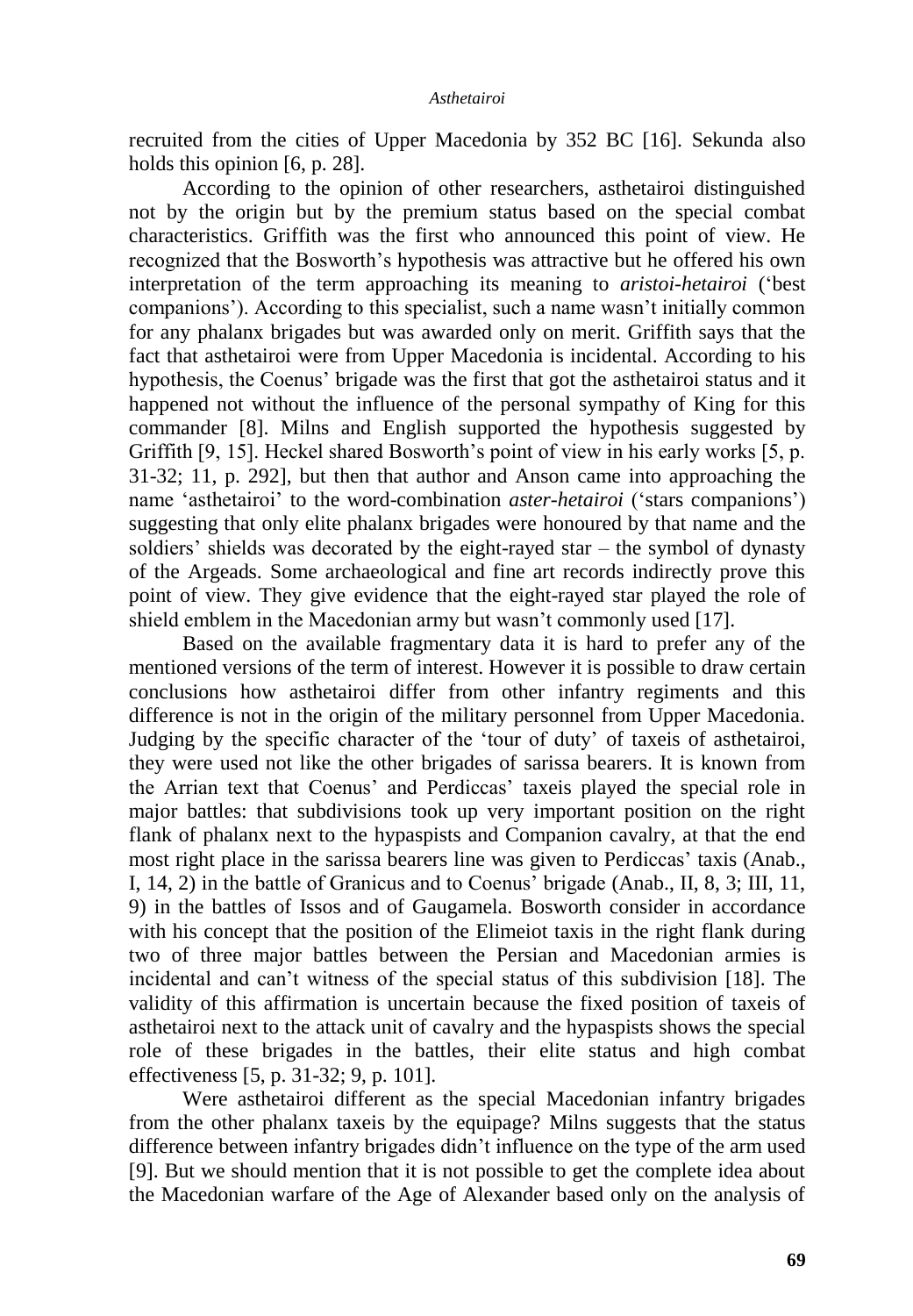recruited from the cities of Upper Macedonia by 352 BC [16]. Sekunda also holds this opinion [6, p. 28].

According to the opinion of other researchers, asthetairoi distinguished not by the origin but by the premium status based on the special combat characteristics. Griffith was the first who announced this point of view. He recognized that the Bosworth's hypothesis was attractive but he offered his own interpretation of the term approaching its meaning to *aristoi-hetairoi* ('best companions'). According to this specialist, such a name wasn't initially common for any phalanx brigades but was awarded only on merit. Griffith says that the fact that asthetairoi were from Upper Macedonia is incidental. According to his hypothesis, the Coenus' brigade was the first that got the asthetairoi status and it happened not without the influence of the personal sympathy of King for this commander [8]. Milns and English supported the hypothesis suggested by Griffith [9, 15]. Heckel shared Bosworth's point of view in his early works [5, p. 31-32; 11, p. 292], but then that author and Anson came into approaching the name 'asthetairoi' to the word-combination *aster-hetairoi* ('stars companions') suggesting that only elite phalanx brigades were honoured by that name and the soldiers' shields was decorated by the eight-rayed star – the symbol of dynasty of the Argeads. Some archaeological and fine art records indirectly prove this point of view. They give evidence that the eight-rayed star played the role of shield emblem in the Macedonian army but wasn't commonly used [17].

Based on the available fragmentary data it is hard to prefer any of the mentioned versions of the term of interest. However it is possible to draw certain conclusions how asthetairoi differ from other infantry regiments and this difference is not in the origin of the military personnel from Upper Macedonia. Judging by the specific character of the 'tour of duty' of taxeis of asthetairoi, they were used not like the other brigades of sarissa bearers. It is known from the Arrian text that Coenus' and Perdiccas' taxeis played the special role in major battles: that subdivisions took up very important position on the right flank of phalanx next to the hypaspists and Companion cavalry, at that the end most right place in the sarissa bearers line was given to Perdiccas' taxis (Anab., I, 14, 2) in the battle of Granicus and to Coenus' brigade (Anab., II, 8, 3; III, 11, 9) in the battles of Issos and of Gaugamela. Bosworth consider in accordance with his concept that the position of the Elimeiot taxis in the right flank during two of three major battles between the Persian and Macedonian armies is incidental and can't witness of the special status of this subdivision [18]. The validity of this affirmation is uncertain because the fixed position of taxeis of asthetairoi next to the attack unit of cavalry and the hypaspists shows the special role of these brigades in the battles, their elite status and high combat effectiveness [5, p. 31-32; 9, p. 101].

Were asthetairoi different as the special Macedonian infantry brigades from the other phalanx taxeis by the equipage? Milns suggests that the status difference between infantry brigades didn't influence on the type of the arm used [9]. But we should mention that it is not possible to get the complete idea about the Macedonian warfare of the Age of Alexander based only on the analysis of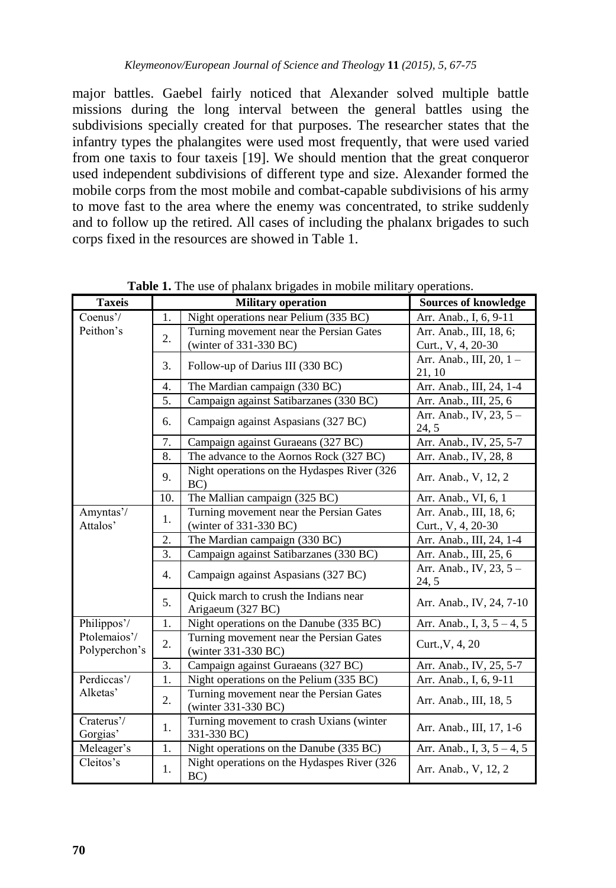major battles. Gaebel fairly noticed that Alexander solved multiple battle missions during the long interval between the general battles using the subdivisions specially created for that purposes. The researcher states that the infantry types the phalangites were used most frequently, that were used varied from one taxis to four taxeis [19]. We should mention that the great conqueror used independent subdivisions of different type and size. Alexander formed the mobile corps from the most mobile and combat-capable subdivisions of his army to move fast to the area where the enemy was concentrated, to strike suddenly and to follow up the retired. All cases of including the phalanx brigades to such corps fixed in the resources are showed in Table 1.

**Table 1.** The use of phalanx brigades in mobile military operations.

| Taxeis | Military operation | | Sources of knowledge |
|---|---|---|---|
| Coenus'/ Peithon's | 1. | Night operations near Pelium (335 BC) | Arr. Anab., I, 6, 9-11 |
| | 2. | Turning movement near the Persian Gates (winter of 331-330 BC) | Arr. Anab., III, 18, 6; Curt., V, 4, 20-30 |
| | 3. | Follow-up of Darius III (330 BC) | Arr. Anab., III, 20, 1 – 21, 10 |
| | 4. | The Mardian campaign (330 BC) | Arr. Anab., III, 24, 1-4 |
| | 5. | Campaign against Satibarzanes (330 BC) | Arr. Anab., III, 25, 6 |
| | 6. | Campaign against Aspasians (327 BC) | Arr. Anab., IV, 23, 5 – 24, 5 |
| | 7. | Campaign against Guraeans (327 BC) | Arr. Anab., IV, 25, 5-7 |
| | 8. | The advance to the Aornos Rock (327 BC) | Arr. Anab., IV, 28, 8 |
| | 9. | Night operations on the Hydaspes River (326 BC) | Arr. Anab., V, 12, 2 |
| | 10. | The Mallian campaign (325 BC) | Arr. Anab., VI, 6, 1 |
| Amyntas'/ Attalos' | 1. | Turning movement near the Persian Gates (winter of 331-330 BC) | Arr. Anab., III, 18, 6; Curt., V, 4, 20-30 |
| | 2. | The Mardian campaign (330 BC) | Arr. Anab., III, 24, 1-4 |
| | 3. | Campaign against Satibarzanes (330 BC) | Arr. Anab., III, 25, 6 |
| | 4. | Campaign against Aspasians (327 BC) | Arr. Anab., IV, 23, 5 – 24, 5 |
| | 5. | Quick march to crush the Indians near Arigaeum (327 BC) | Arr. Anab., IV, 24, 7-10 |
| Philippos'/ Ptolemaios'/ Polyperchon's | 1. | Night operations on the Danube (335 BC) | Arr. Anab., I, 3, 5 – 4, 5 |
| | 2. | Turning movement near the Persian Gates (winter 331-330 BC) | Curt.,V, 4, 20 |
| | 3. | Campaign against Guraeans (327 BC) | Arr. Anab., IV, 25, 5-7 |
| Perdiccas'/ Alketas' | 1. | Night operations on the Pelium (335 BC) | Arr. Anab., I, 6, 9-11 |
| | 2. | Turning movement near the Persian Gates (winter 331-330 BC) | Arr. Anab., III, 18, 5 |
| Craterus'/ Gorgias' | 1. | Turning movement to crash Uxians (winter 331-330 BC) | Arr. Anab., III, 17, 1-6 |
| Meleager's | 1. | Night operations on the Danube (335 BC) | Arr. Anab., I, 3, 5 – 4, 5 |
| Cleitos's | 1. | Night operations on the Hydaspes River (326 BC) | Arr. Anab., V, 12, 2 |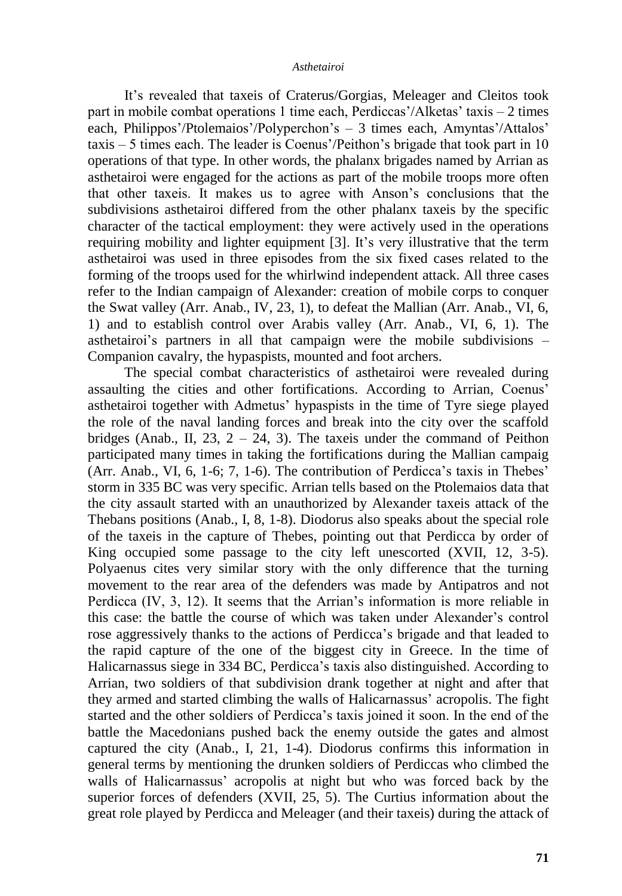It's revealed that taxeis of Craterus/Gorgias, Meleager and Cleitos took part in mobile combat operations 1 time each, Perdiccas'/Alketas' taxis – 2 times each, Philippos'/Ptolemaios'/Polyperchon's – 3 times each, Amyntas'/Attalos' taxis – 5 times each. The leader is Coenus'/Peithon's brigade that took part in 10 operations of that type. In other words, the phalanx brigades named by Arrian as asthetairoi were engaged for the actions as part of the mobile troops more often that other taxeis. It makes us to agree with Anson's conclusions that the subdivisions asthetairoi differed from the other phalanx taxeis by the specific character of the tactical employment: they were actively used in the operations requiring mobility and lighter equipment [3]. It's very illustrative that the term asthetairoi was used in three episodes from the six fixed cases related to the forming of the troops used for the whirlwind independent attack. All three cases refer to the Indian campaign of Alexander: creation of mobile corps to conquer the Swat valley (Arr. Anab., IV, 23, 1), to defeat the Mallian (Arr. Anab., VI, 6, 1) and to establish control over Arabis valley (Arr. Anab., VI, 6, 1). The asthetairoi's partners in all that campaign were the mobile subdivisions – Companion cavalry, the hypaspists, mounted and foot archers.

The special combat characteristics of asthetairoi were revealed during assaulting the cities and other fortifications. According to Arrian, Coenus' asthetairoi together with Admetus' hypaspists in the time of Tyre siege played the role of the naval landing forces and break into the city over the scaffold bridges (Anab., II, 23, 2 – 24, 3). The taxeis under the command of Peithon participated many times in taking the fortifications during the Mallian campaig (Arr. Anab., VI, 6, 1-6; 7, 1-6). The contribution of Perdicca's taxis in Thebes' storm in 335 BC was very specific. Arrian tells based on the Ptolemaios data that the city assault started with an unauthorized by Alexander taxeis attack of the Thebans positions (Anab., I, 8, 1-8). Diodorus also speaks about the special role of the taxeis in the capture of Thebes, pointing out that Perdicca by order of King occupied some passage to the city left unescorted (XVII, 12, 3-5). Polyaenus cites very similar story with the only difference that the turning movement to the rear area of the defenders was made by Antipatros and not Perdicca (IV, 3, 12). It seems that the Arrian's information is more reliable in this case: the battle the course of which was taken under Alexander's control rose aggressively thanks to the actions of Perdicca's brigade and that leaded to the rapid capture of the one of the biggest city in Greece. In the time of Halicarnassus siege in 334 BC, Perdicca's taxis also distinguished. According to Arrian, two soldiers of that subdivision drank together at night and after that they armed and started climbing the walls of Halicarnassus' acropolis. The fight started and the other soldiers of Perdicca's taxis joined it soon. In the end of the battle the Macedonians pushed back the enemy outside the gates and almost captured the city (Anab., I, 21, 1-4). Diodorus confirms this information in general terms by mentioning the drunken soldiers of Perdiccas who climbed the walls of Halicarnassus' acropolis at night but who was forced back by the superior forces of defenders (XVII, 25, 5). The Curtius information about the great role played by Perdicca and Meleager (and their taxeis) during the attack of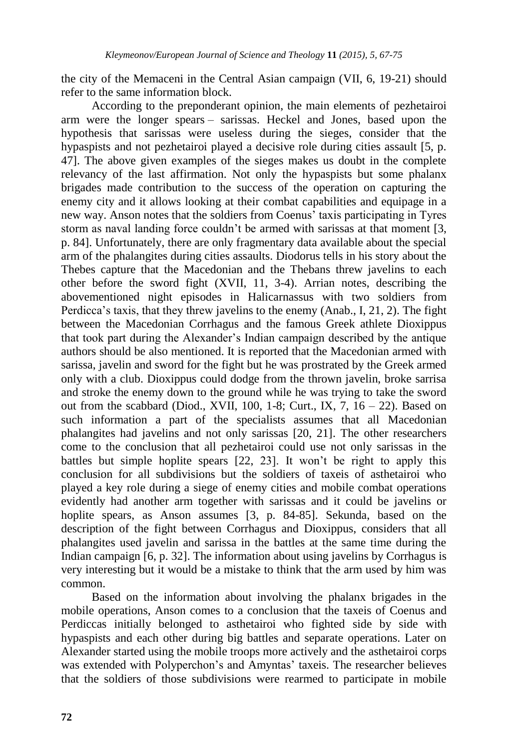the city of the Memaceni in the Central Asian campaign (VII, 6, 19-21) should refer to the same information block.

According to the preponderant opinion, the main elements of pezhetairoi arm were the longer spears – sarissas. Heckel and Jones, based upon the hypothesis that sarissas were useless during the sieges, consider that the hypaspists and not pezhetairoi played a decisive role during cities assault [5, p. 47]. The above given examples of the sieges makes us doubt in the complete relevancy of the last affirmation. Not only the hypaspists but some phalanx brigades made contribution to the success of the operation on capturing the enemy city and it allows looking at their combat capabilities and equipage in a new way. Anson notes that the soldiers from Coenus' taxis participating in Tyres storm as naval landing force couldn't be armed with sarissas at that moment [3, p. 84]. Unfortunately, there are only fragmentary data available about the special arm of the phalangites during cities assaults. Diodorus tells in his story about the Thebes capture that the Macedonian and the Thebans threw javelins to each other before the sword fight (XVII, 11, 3-4). Arrian notes, describing the abovementioned night episodes in Halicarnassus with two soldiers from Perdicca's taxis, that they threw javelins to the enemy (Anab., I, 21, 2). The fight between the Macedonian Corrhagus and the famous Greek athlete Dioxippus that took part during the Alexander's Indian campaign described by the antique authors should be also mentioned. It is reported that the Macedonian armed with sarissa, javelin and sword for the fight but he was prostrated by the Greek armed only with a club. Dioxippus could dodge from the thrown javelin, broke sarrisa and stroke the enemy down to the ground while he was trying to take the sword out from the scabbard (Diod., XVII, 100, 1-8; Curt., IX, 7, 16 – 22). Based on such information a part of the specialists assumes that all Macedonian phalangites had javelins and not only sarissas [20, 21]. The other researchers come to the conclusion that all pezhetairoi could use not only sarissas in the battles but simple hoplite spears [22, 23]. It won't be right to apply this conclusion for all subdivisions but the soldiers of taxeis of asthetairoi who played a key role during a siege of enemy cities and mobile combat operations evidently had another arm together with sarissas and it could be javelins or hoplite spears, as Anson assumes [3, p. 84-85]. Sekunda, based on the description of the fight between Corrhagus and Dioxippus, considers that all phalangites used javelin and sarissa in the battles at the same time during the Indian campaign [6, p. 32]. The information about using javelins by Corrhagus is very interesting but it would be a mistake to think that the arm used by him was common.

Based on the information about involving the phalanx brigades in the mobile operations, Anson comes to a conclusion that the taxeis of Coenus and Perdiccas initially belonged to asthetairoi who fought side by side with hypaspists and each other during big battles and separate operations. Later on Alexander started using the mobile troops more actively and the asthetairoi corps was extended with Polyperchon's and Amyntas' taxeis. The researcher believes that the soldiers of those subdivisions were rearmed to participate in mobile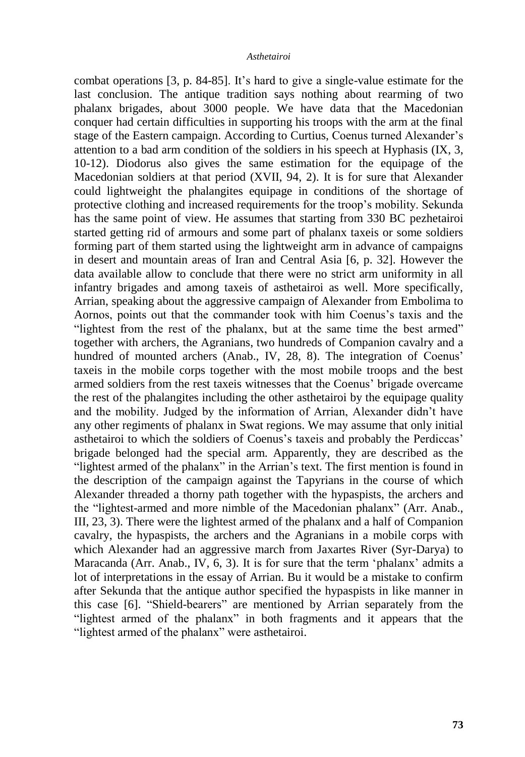combat operations [3, p. 84-85]. It's hard to give a single-value estimate for the last conclusion. The antique tradition says nothing about rearming of two phalanx brigades, about 3000 people. We have data that the Macedonian conquer had certain difficulties in supporting his troops with the arm at the final stage of the Eastern campaign. According to Curtius, Coenus turned Alexander's attention to a bad arm condition of the soldiers in his speech at Hyphasis (IX, 3, 10-12). Diodorus also gives the same estimation for the equipage of the Macedonian soldiers at that period (XVII, 94, 2). It is for sure that Alexander could lightweight the phalangites equipage in conditions of the shortage of protective clothing and increased requirements for the troop's mobility. Sekunda has the same point of view. He assumes that starting from 330 BC pezhetairoi started getting rid of armours and some part of phalanx taxeis or some soldiers forming part of them started using the lightweight arm in advance of campaigns in desert and mountain areas of Iran and Central Asia [6, p. 32]. However the data available allow to conclude that there were no strict arm uniformity in all infantry brigades and among taxeis of asthetairoi as well. More specifically, Arrian, speaking about the aggressive campaign of Alexander from Embolima to Aornos, points out that the commander took with him Coenus's taxis and the "lightest from the rest of the phalanx, but at the same time the best armed" together with archers, the Agranians, two hundreds of Companion cavalry and a hundred of mounted archers (Anab., IV, 28, 8). The integration of Coenus' taxeis in the mobile corps together with the most mobile troops and the best armed soldiers from the rest taxeis witnesses that the Coenus' brigade overcame the rest of the phalangites including the other asthetairoi by the equipage quality and the mobility. Judged by the information of Arrian, Alexander didn't have any other regiments of phalanx in Swat regions. We may assume that only initial asthetairoi to which the soldiers of Coenus's taxeis and probably the Perdiccas' brigade belonged had the special arm. Apparently, they are described as the "lightest armed of the phalanx" in the Arrian's text. The first mention is found in the description of the campaign against the Tapyrians in the course of which Alexander threaded a thorny path together with the hypaspists, the archers and the "lightest-armed and more nimble of the Macedonian phalanx" (Arr. Anab., III, 23, 3). There were the lightest armed of the phalanx and a half of Companion cavalry, the hypaspists, the archers and the Agranians in a mobile corps with which Alexander had an aggressive march from Jaxartes River (Syr-Darya) to Maracanda (Arr. Anab., IV, 6, 3). It is for sure that the term 'phalanx' admits a lot of interpretations in the essay of Arrian. Bu it would be a mistake to confirm after Sekunda that the antique author specified the hypaspists in like manner in this case [6]. "Shield-bearers" are mentioned by Arrian separately from the "lightest armed of the phalanx" in both fragments and it appears that the "lightest armed of the phalanx" were asthetairoi.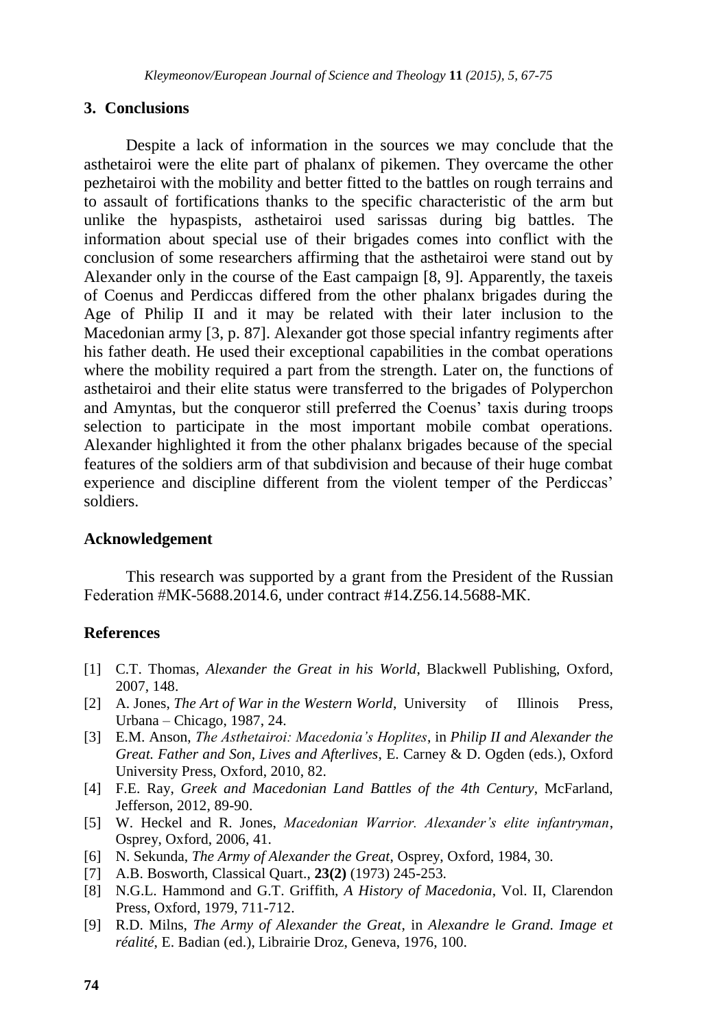## 3. Conclusions

Despite a lack of information in the sources we may conclude that the asthetairoi were the elite part of phalanx of pikemen. They overcame the other pezhetairoi with the mobility and better fitted to the battles on rough terrains and to assault of fortifications thanks to the specific characteristic of the arm but unlike the hypaspists, asthetairoi used sarissas during big battles. The information about special use of their brigades comes into conflict with the conclusion of some researchers affirming that the asthetairoi were stand out by Alexander only in the course of the East campaign [8, 9]. Apparently, the taxeis of Coenus and Perdiccas differed from the other phalanx brigades during the Age of Philip II and it may be related with their later inclusion to the Macedonian army [3, p. 87]. Alexander got those special infantry regiments after his father death. He used their exceptional capabilities in the combat operations where the mobility required a part from the strength. Later on, the functions of asthetairoi and their elite status were transferred to the brigades of Polyperchon and Amyntas, but the conqueror still preferred the Coenus' taxis during troops selection to participate in the most important mobile combat operations. Alexander highlighted it from the other phalanx brigades because of the special features of the soldiers arm of that subdivision and because of their huge combat experience and discipline different from the violent temper of the Perdiccas' soldiers.

## Acknowledgement

This research was supported by a grant from the President of the Russian Federation #МК-5688.2014.6, under contract #14.Z56.14.5688-МК.

## References

[1] C.T. Thomas, *Alexander the Great in his World*, Blackwell Publishing, Oxford, 2007, 148.

[2] A. Jones, *The Art of War in the Western World*, University of Illinois Press, Urbana – Chicago, 1987, 24.

[3] E.M. Anson, *The Asthetairoi: Macedonia's Hoplites*, in *Philip II and Alexander the Great. Father and Son, Lives and Afterlives*, E. Carney & D. Ogden (eds.), Oxford University Press, Oxford, 2010, 82.

[4] F.E. Ray, *Greek and Macedonian Land Battles of the 4th Century*, McFarland, Jefferson, 2012, 89-90.

[5] W. Heckel and R. Jones, *Macedonian Warrior. Alexander's elite infantryman*, Osprey, Oxford, 2006, 41.

[6] N. Sekunda, *The Army of Alexander the Great*, Osprey, Oxford, 1984, 30.

[7] A.B. Bosworth, Classical Quart., **23(2)** (1973) 245-253.

[8] N.G.L. Hammond and G.T. Griffith, *A History of Macedonia*, Vol. II, Clarendon Press, Oxford, 1979, 711-712.

[9] R.D. Milns, *The Army of Alexander the Great*, in *Alexandre le Grand. Image et réalité*, E. Badian (ed.), Librairie Droz, Geneva, 1976, 100.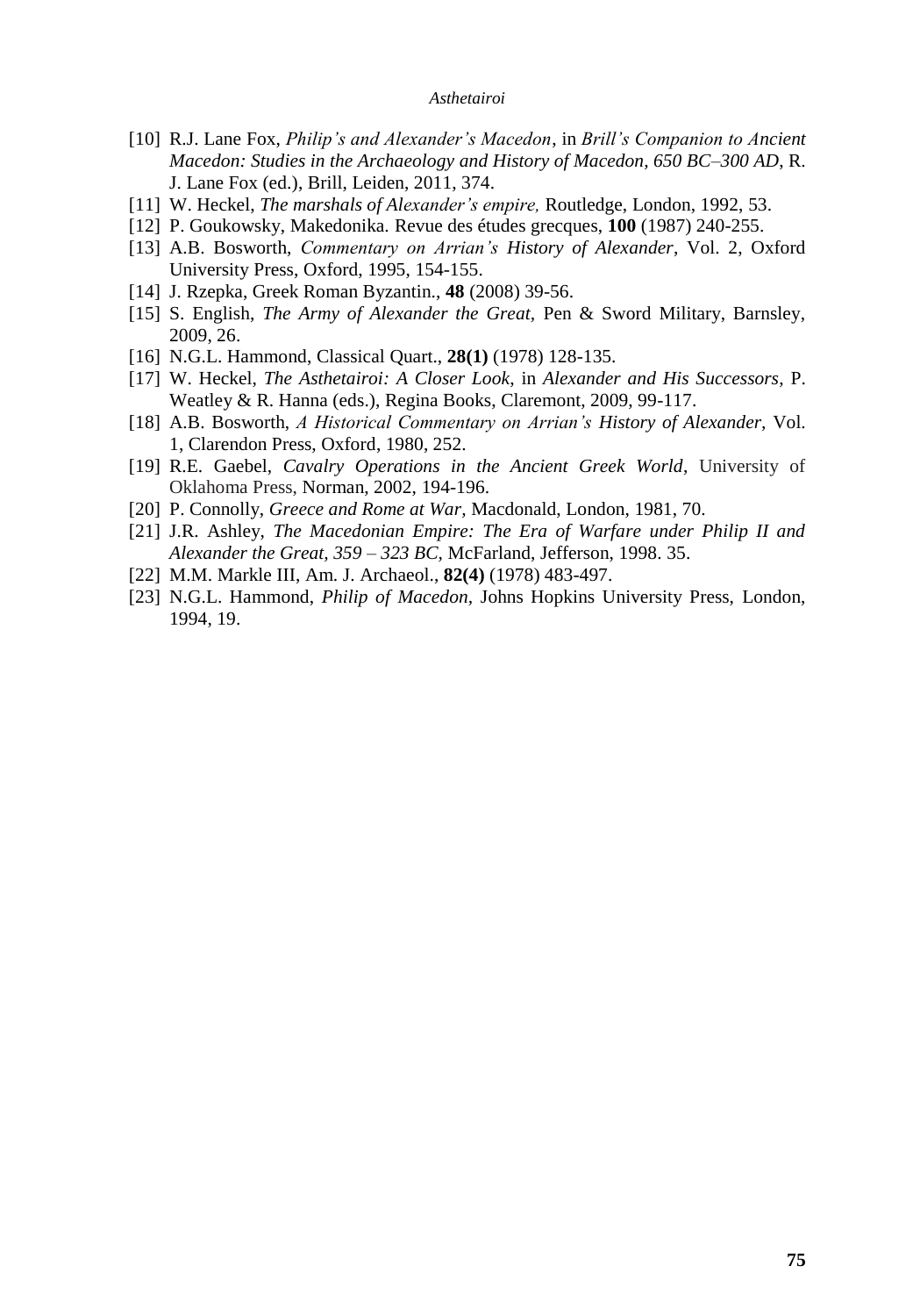[10] R.J. Lane Fox, *Philip's and Alexander's Macedon*, in *Brill's Companion to Ancient Macedon: Studies in the Archaeology and History of Macedon, 650 BC–300 AD*, R. J. Lane Fox (ed.), Brill, Leiden, 2011, 374.

[11] W. Heckel, *The marshals of Alexander's empire,* Routledge, London, 1992, 53.

[12] P. Goukowsky, Makedonika. Revue des études grecques, **100** (1987) 240-255.

[13] A.B. Bosworth, *Commentary on Arrian's History of Alexander*, Vol. 2, Oxford University Press, Oxford, 1995, 154-155.

[14] J. Rzepka, Greek Roman Byzantin., **48** (2008) 39-56.

[15] S. English, *The Army of Alexander the Great,* Pen & Sword Military, Barnsley, 2009, 26.

[16] N.G.L. Hammond, Classical Quart., **28(1)** (1978) 128-135.

[17] W. Heckel, *The Asthetairoi: A Closer Look,* in *Alexander and His Successors*, P. Weatley & R. Hanna (eds.), Regina Books, Claremont, 2009, 99-117.

[18] A.B. Bosworth, *A Historical Commentary on Arrian's History of Alexander*, Vol. 1, Clarendon Press, Oxford, 1980, 252.

[19] R.E. Gaebel, *Cavalry Operations in the Ancient Greek World*, University of Oklahoma Press, Norman, 2002, 194-196.

[20] P. Connolly, *Greece and Rome at War*, Macdonald, London, 1981, 70.

[21] J.R. Ashley, *The Macedonian Empire: The Era of Warfare under Philip II and Alexander the Great, 359 – 323 BC,* McFarland, Jefferson, 1998. 35.

[22] M.M. Markle III, Am. J. Archaeol., **82(4)** (1978) 483-497.

[23] N.G.L. Hammond, *Philip of Macedon,* Johns Hopkins University Press, London, 1994, 19.